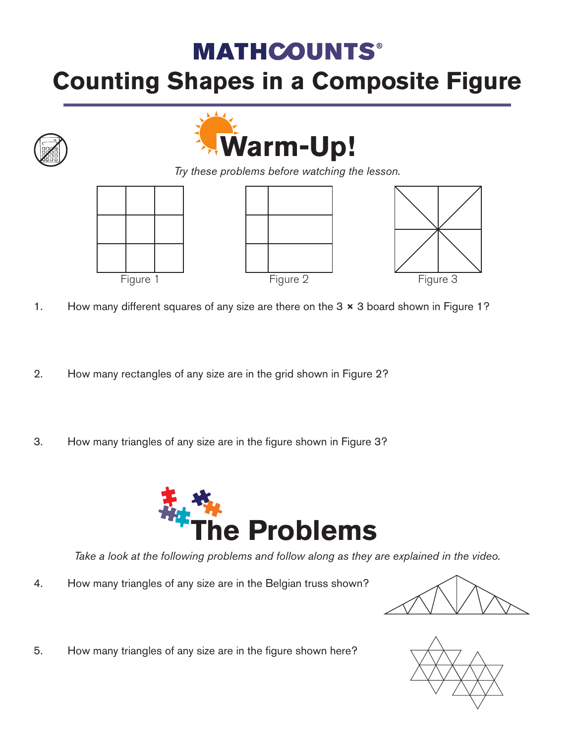# MATHCOUNTS®

# Counting Shapes in a Composite Figure

## Warm-Up!

*Try these problems before watching the lesson.*

Figure 1

Figure 2

Figure 3

1. How many different squares of any size are there on the 3 × 3 board shown in Figure 1?

2. How many rectangles of any size are in the grid shown in Figure 2?

3. How many triangles of any size are in the figure shown in Figure 3?

## The Problems

*Take a look at the following problems and follow along as they are explained in the video.*

4. How many triangles of any size are in the Belgian truss shown?

5. How many triangles of any size are in the figure shown here?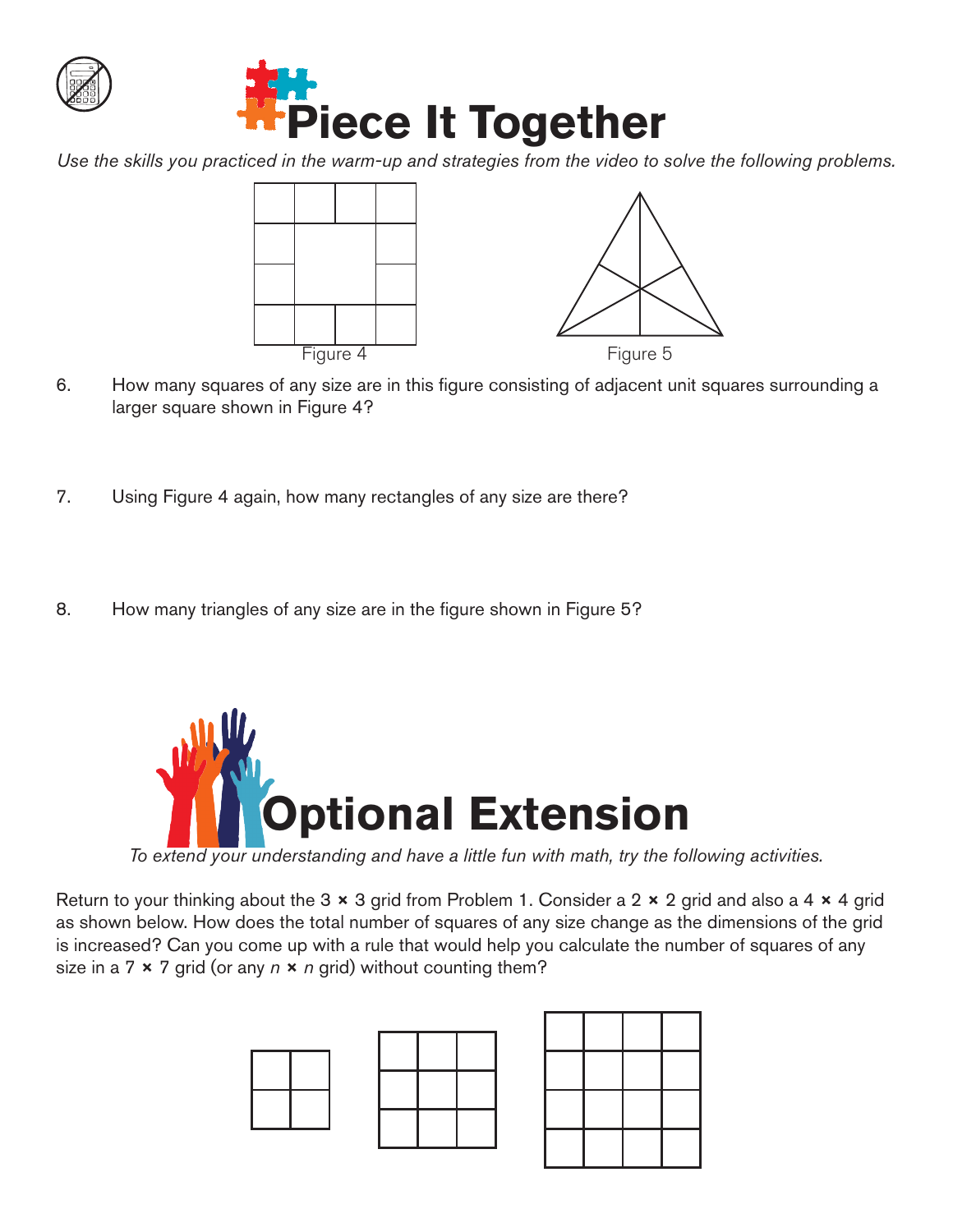# Piece It Together

*Use the skills you practiced in the warm-up and strategies from the video to solve the following problems.*

Figure 4

Figure 5

6. How many squares of any size are in this figure consisting of adjacent unit squares surrounding a larger square shown in Figure 4?

7. Using Figure 4 again, how many rectangles of any size are there?

8. How many triangles of any size are in the figure shown in Figure 5?

# Optional Extension

*To extend your understanding and have a little fun with math, try the following activities.*

Return to your thinking about the 3 × 3 grid from Problem 1. Consider a 2 × 2 grid and also a 4 × 4 grid as shown below. How does the total number of squares of any size change as the dimensions of the grid is increased? Can you come up with a rule that would help you calculate the number of squares of any size in a 7 × 7 grid (or any $n \times n$ grid) without counting them?